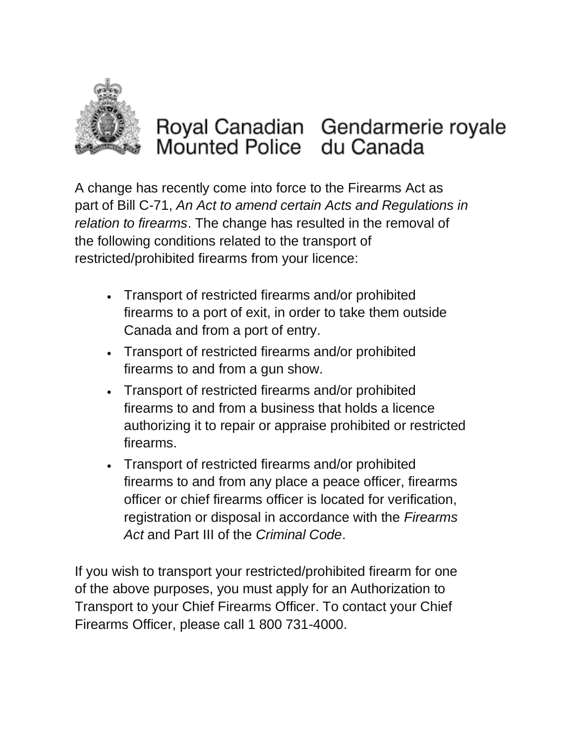Royal Canadian Mounted Police Gendarmerie royale du Canada

A change has recently come into force to the Firearms Act as part of Bill C-71, *An Act to amend certain Acts and Regulations in relation to firearms*. The change has resulted in the removal of the following conditions related to the transport of restricted/prohibited firearms from your licence:

- Transport of restricted firearms and/or prohibited firearms to a port of exit, in order to take them outside Canada and from a port of entry.
- Transport of restricted firearms and/or prohibited firearms to and from a gun show.
- Transport of restricted firearms and/or prohibited firearms to and from a business that holds a licence authorizing it to repair or appraise prohibited or restricted firearms.
- Transport of restricted firearms and/or prohibited firearms to and from any place a peace officer, firearms officer or chief firearms officer is located for verification, registration or disposal in accordance with the *Firearms Act* and Part III of the *Criminal Code*.

If you wish to transport your restricted/prohibited firearm for one of the above purposes, you must apply for an Authorization to Transport to your Chief Firearms Officer. To contact your Chief Firearms Officer, please call 1 800 731-4000.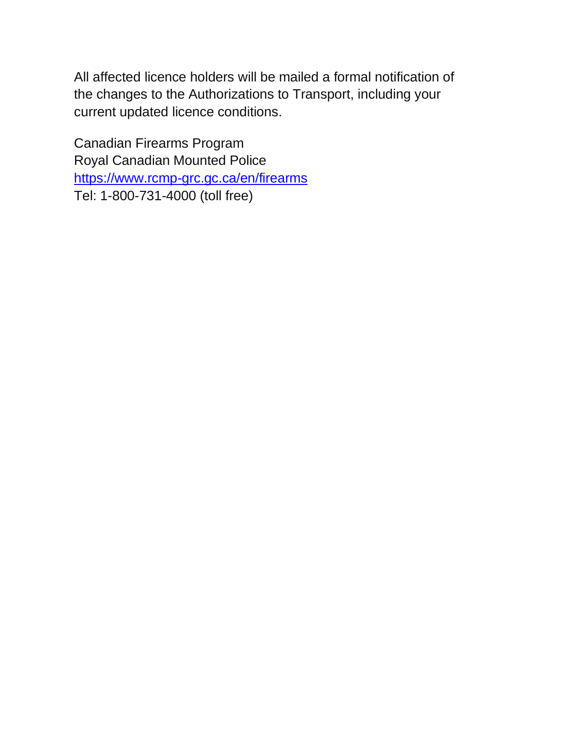All affected licence holders will be mailed a formal notification of the changes to the Authorizations to Transport, including your current updated licence conditions.

Canadian Firearms Program  
Royal Canadian Mounted Police  
https://www.rcmp-grc.gc.ca/en/firearms  
Tel: 1-800-731-4000 (toll free)